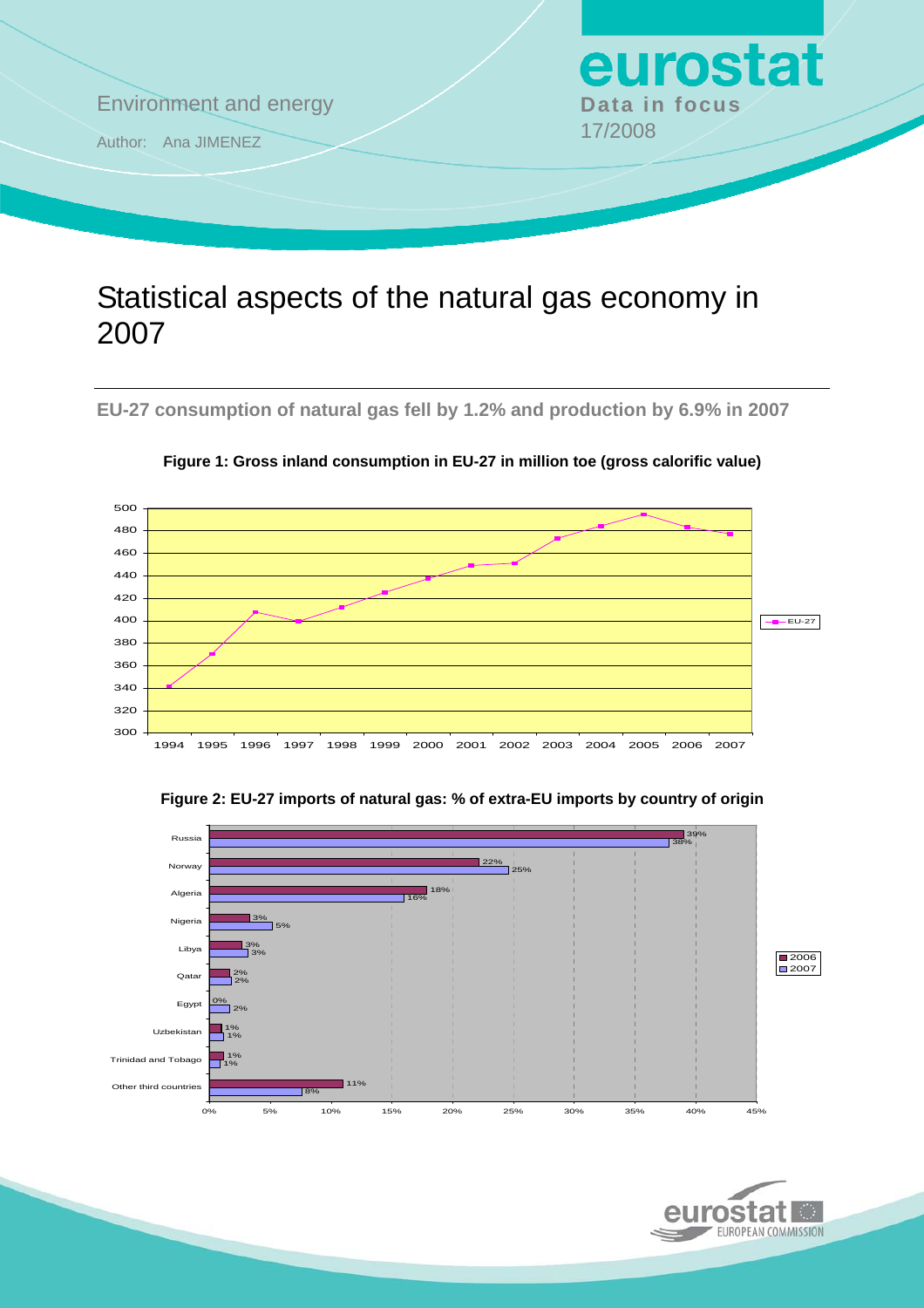Environment and energy

Author: Ana JIMENEZ

**eurostat**
**Data in focus**
17/2008

# Statistical aspects of the natural gas economy in 2007

## EU-27 consumption of natural gas fell by 1.2% and production by 6.9% in 2007

**Figure 1: Gross inland consumption in EU-27 in million toe (gross calorific value)**

**Figure 2: EU-27 imports of natural gas: % of extra-EU imports by country of origin**

| Country of origin | 2006 | 2007 |
|---|---|---|
| Russia | 39% | 38% |
| Norway | 22% | 25% |
| Algeria | 18% | 16% |
| Nigeria | 3% | 5% |
| Libya | 3% | 3% |
| Qatar | 2% | 2% |
| Egypt | 0% | 2% |
| Uzbekistan | 1% | 1% |
| Trinidad and Tobago | 1% | 1% |
| Other third countries | 11% | 8% |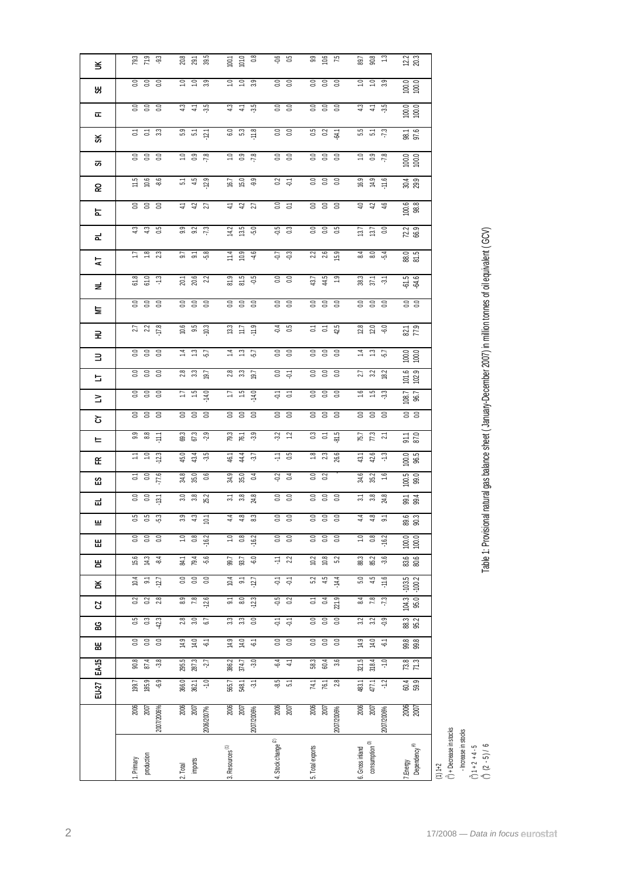Table 1: Provisional natural gas balance sheet ( January-December 2007) in million tonnes of oil equivalent ( GCV)

| | | EU-27 | EA-15 | BE | BG | CZ | DK | DE | EE | IE | EL | ES | FR | IT | CY | LV | LT | LU | HU | MT | NL | AT | PL | PT | RO | SI | SK | FI | SE | UK |
|---|---|---|---|---|---|---|---|---|---|---|---|---|---|---|---|---|---|---|---|---|---|---|---|---|---|---|---|---|---|---|
| 1. Primary production | 2006 | 199.7 | 90.8 | 0.0 | 0.5 | 0.2 | 10.4 | 15.6 | 0.0 | 0.5 | 0.0 | 0.1 | 1.1 | 9.9 | 0.0 | 0.0 | 0.0 | 0.0 | 2.7 | 0.0 | 61.8 | 1.7 | 4.3 | 0.0 | 11.5 | 0.0 | 0.1 | 0.0 | 0.0 | 79.3 |
| | 2007 | 185.9 | 87.4 | 0.0 | 0.3 | 0.2 | 9.1 | 14.3 | 0.0 | 0.5 | 0.0 | 0.0 | 1.0 | 8.8 | 0.0 | 0.0 | 0.0 | 0.0 | 2.2 | 0.0 | 61.0 | 1.8 | 4.3 | 0.0 | 10.6 | 0.0 | 0.1 | 0.0 | 0.0 | 71.9 |
| | 2007/2006% | -6.9 | -3.8 | 0.0 | -42.3 | 2.8 | -12.7 | -8.4 | 0.0 | -5.3 | -13.1 | -77.6 | -12.3 | -11.1 | 0.0 | 0.0 | 0.0 | 0.0 | -17.8 | 0.0 | -1.3 | 2.3 | 0.5 | 0.0 | -8.6 | 0.0 | 3.3 | 0.0 | 0.0 | -9.3 |
| 2. Total imports | 2006 | 366.0 | 295.5 | 14.9 | 2.8 | 8.9 | 0.0 | 84.1 | 1.0 | 3.9 | 3.0 | 34.8 | 45.0 | 69.3 | 0.0 | 1.7 | 2.8 | 1.4 | 10.6 | 0.0 | 20.1 | 9.7 | 9.9 | 4.1 | 5.1 | 1.0 | 5.9 | 4.3 | 1.0 | 20.8 |
| | 2007 | 362.1 | 287.3 | 14.0 | 3.0 | 7.8 | 0.0 | 79.4 | 0.8 | 4.3 | 3.8 | 35.0 | 43.4 | 67.3 | 0.0 | 1.5 | 3.3 | 1.3 | 9.5 | 0.0 | 20.6 | 9.1 | 9.2 | 4.2 | 4.5 | 0.9 | 5.1 | 4.1 | 1.0 | 29.1 |
| | 2006/2007% | -1.0 | -2.7 | -6.1 | 6.7 | -12.6 | 0.0 | -5.6 | -16.2 | 10.1 | 25.2 | 0.6 | -3.5 | -2.9 | 0.0 | -14.0 | 19.7 | -5.7 | -10.3 | 0.0 | 2.2 | -5.8 | -7.3 | 2.7 | -12.9 | -7.8 | -12.1 | -3.5 | 3.9 | 39.5 |
| 3. Resources [1] | 2006 | 565.7 | 386.2 | 14.9 | 3.3 | 9.1 | 10.4 | 99.7 | 1.0 | 4.4 | 3.1 | 34.9 | 46.1 | 79.3 | 0.0 | 1.7 | 2.8 | 1.4 | 13.3 | 0.0 | 81.9 | 11.4 | 14.2 | 4.1 | 16.7 | 1.0 | 6.0 | 4.3 | 1.0 | 100.1 |
| | 2007 | 548.1 | 374.7 | 14.0 | 3.3 | 8.0 | 9.1 | 93.7 | 0.8 | 4.8 | 3.8 | 35.0 | 44.4 | 76.1 | 0.0 | 1.5 | 3.3 | 1.3 | 11.7 | 0.0 | 81.5 | 10.9 | 13.5 | 4.2 | 15.0 | 0.9 | 5.3 | 4.1 | 1.0 | 101.0 |
| | 2007/2006% | -3.1 | -3.0 | -6.1 | 0.0 | -12.3 | -12.7 | -6.0 | -16.2 | 8.3 | 24.8 | 0.4 | -3.7 | -3.9 | 0.0 | -14.0 | 19.7 | -5.7 | -11.9 | 0.0 | -0.5 | -4.6 | -5.0 | 2.7 | -9.9 | -7.8 | -11.8 | -3.5 | 3.9 | 0.8 |
| 4. Stock change [2] | 2006 | -8.5 | -6.4 | 0.0 | -0.1 | -0.5 | -0.1 | -1.1 | 0.0 | 0.0 | 0.0 | -0.2 | -1.1 | -3.2 | 0.0 | -0.1 | 0.0 | 0.0 | -0.4 | 0.0 | 0.0 | -0.7 | -0.5 | 0.0 | 0.2 | 0.0 | 0.0 | 0.0 | 0.0 | -0.6 |
| | 2007 | 5.1 | 4.1 | 0.0 | -0.1 | 0.2 | -0.1 | 2.2 | 0.0 | 0.0 | 0.0 | 0.4 | 0.5 | 1.2 | 0.0 | 0.1 | -0.1 | 0.0 | 0.5 | 0.0 | 0.0 | -0.3 | 0.3 | 0.1 | -0.1 | 0.0 | 0.0 | 0.0 | 0.0 | 0.5 |
| 5. Total exports | 2006 | 74.1 | 58.3 | 0.0 | 0.0 | 0.1 | 5.2 | 10.2 | 0.0 | 0.0 | 0.0 | 0.0 | 1.8 | 0.3 | 0.0 | 0.0 | 0.0 | 0.0 | 0.1 | 0.0 | 43.7 | 2.2 | 0.0 | 0.0 | 0.0 | 0.0 | 0.5 | 0.0 | 0.0 | 9.9 |
| | 2007 | 76.1 | 60.4 | 0.0 | 0.0 | 0.4 | 4.5 | 10.8 | 0.0 | 0.0 | 0.0 | 0.2 | 2.3 | 0.1 | 0.0 | 0.0 | 0.0 | 0.0 | 0.1 | 0.0 | 44.5 | 2.6 | 0.0 | 0.0 | 0.0 | 0.0 | 0.2 | 0.0 | 0.0 | 10.6 |
| | 2007/2006% | 2.8 | 3.6 | 0.0 | 0.0 | 221.9 | -14.4 | 5.2 | 0.0 | 0.0 | 0.0 | : | 26.6 | -81.5 | 0.0 | 0.0 | 0.0 | 0.0 | 42.5 | 0.0 | 1.9 | 15.9 | 0.5 | 0.0 | 0.0 | 0.0 | -64.1 | 0.0 | 0.0 | 7.5 |
| 6. Gross inland consumption [3] | 2006 | 483.1 | 321.5 | 14.9 | 3.2 | 8.4 | 5.0 | 88.3 | 1.0 | 4.4 | 3.1 | 34.6 | 43.1 | 75.7 | 0.0 | 1.6 | 2.7 | 1.4 | 12.8 | 0.0 | 38.3 | 8.4 | 13.7 | 4.0 | 16.9 | 1.0 | 5.5 | 4.3 | 1.0 | 89.7 |
| | 2007 | 477.1 | 318.4 | 14.0 | 3.2 | 7.8 | 4.5 | 85.2 | 0.8 | 4.8 | 3.8 | 35.2 | 42.6 | 77.3 | 0.0 | 1.5 | 3.2 | 1.3 | 12.0 | 0.0 | 37.1 | 8.0 | 13.7 | 4.2 | 14.9 | 0.9 | 5.1 | 4.1 | 1.0 | 90.8 |
| | 2007/2006% | -1.2 | -1.0 | -6.1 | -0.9 | -7.3 | -11.6 | -3.6 | -16.2 | 9.1 | 24.8 | 1.6 | -1.3 | 2.1 | 0.0 | -3.3 | 18.2 | -5.7 | -6.0 | 0.0 | -3.1 | -5.4 | 0.0 | 4.6 | -11.6 | -7.8 | -7.3 | -3.5 | 3.9 | 1.3 |
| 7. Energy Dependency [4] | 2006 | 60.4 | 73.8 | 99.8 | 88.3 | 104.3 | -103.5 | 83.6 | 100.0 | 89.6 | 99.1 | 100.5 | 100.0 | 91.1 | 0.0 | 108.7 | 101.6 | 100.0 | 82.1 | 0.0 | -61.5 | 88.0 | 72.2 | 100.6 | 30.4 | 100.0 | 98.1 | 100.0 | 100.0 | 12.2 |
| | 2007 | 59.9 | 71.3 | 99.8 | 95.2 | 95.0 | -100.2 | 80.6 | 100.0 | 90.3 | 99.4 | 99.0 | 96.5 | 87.0 | 0.0 | 96.7 | 102.9 | 100.0 | 77.9 | 0.0 | -64.6 | 81.5 | 66.9 | 98.8 | 29.9 | 100.0 | 97.6 | 100.0 | 100.0 | 20.3 |

(1) 1+2
(2) + Decrease in stocks
- Increase in stocks
(3) 1 + 2 + 4 - 5
(4) (2 - 5) / 6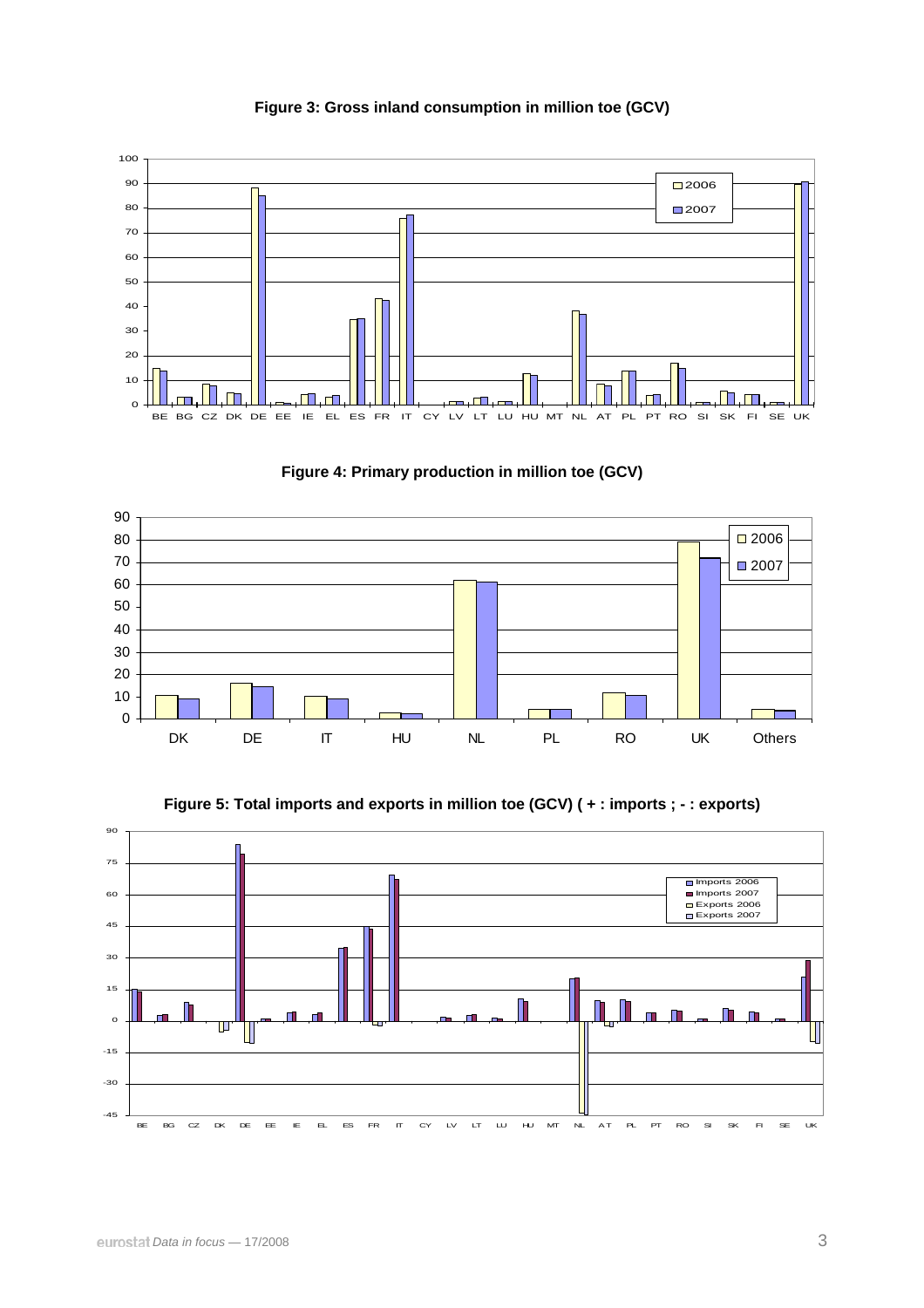**Figure 3: Gross inland consumption in million toe (GCV)**

**Figure 4: Primary production in million toe (GCV)**

**Figure 5: Total imports and exports in million toe (GCV) ( + : imports ; - : exports)**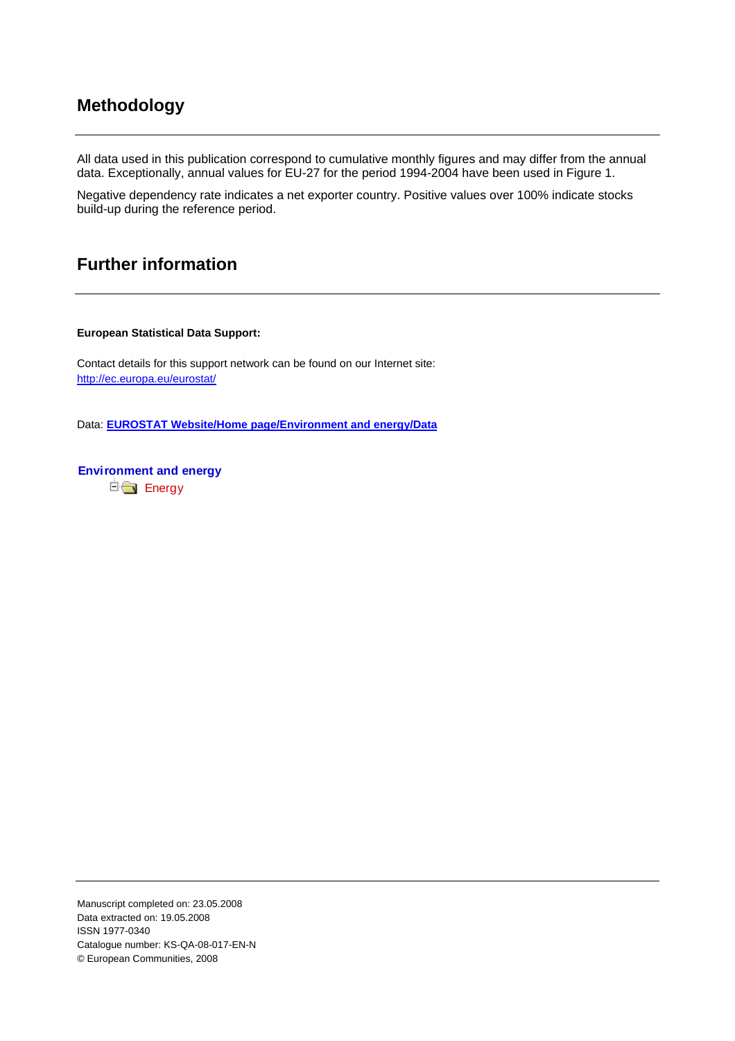## Methodology

All data used in this publication correspond to cumulative monthly figures and may differ from the annual data. Exceptionally, annual values for EU-27 for the period 1994-2004 have been used in Figure 1.

Negative dependency rate indicates a net exporter country. Positive values over 100% indicate stocks build-up during the reference period.

## Further information

**European Statistical Data Support:**

Contact details for this support network can be found on our Internet site:
http://ec.europa.eu/eurostat/

Data: **EUROSTAT Website/Home page/Environment and energy/Data**

**Environment and energy**

Energy

Manuscript completed on: 23.05.2008
Data extracted on: 19.05.2008
ISSN 1977-0340
Catalogue number: KS-QA-08-017-EN-N
© European Communities, 2008